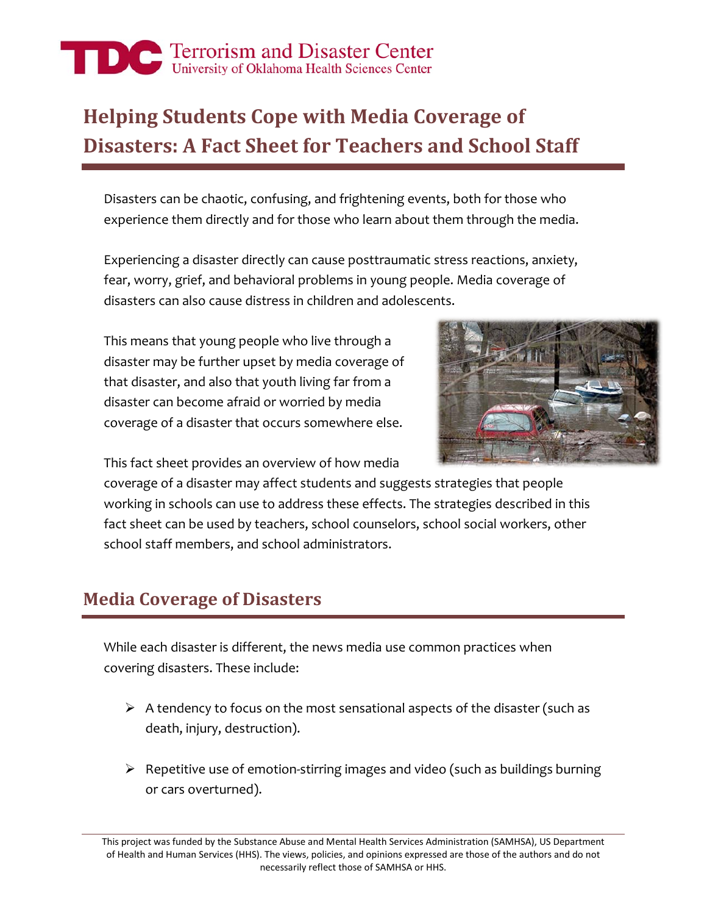TDC Terrorism and Disaster Center
University of Oklahoma Health Sciences Center

# Helping Students Cope with Media Coverage of Disasters: A Fact Sheet for Teachers and School Staff

Disasters can be chaotic, confusing, and frightening events, both for those who experience them directly and for those who learn about them through the media.

Experiencing a disaster directly can cause posttraumatic stress reactions, anxiety, fear, worry, grief, and behavioral problems in young people. Media coverage of disasters can also cause distress in children and adolescents.

This means that young people who live through a disaster may be further upset by media coverage of that disaster, and also that youth living far from a disaster can become afraid or worried by media coverage of a disaster that occurs somewhere else.

This fact sheet provides an overview of how media coverage of a disaster may affect students and suggests strategies that people working in schools can use to address these effects. The strategies described in this fact sheet can be used by teachers, school counselors, school social workers, other school staff members, and school administrators.

## Media Coverage of Disasters

While each disaster is different, the news media use common practices when covering disasters. These include:

- A tendency to focus on the most sensational aspects of the disaster (such as death, injury, destruction).
- Repetitive use of emotion-stirring images and video (such as buildings burning or cars overturned).

This project was funded by the Substance Abuse and Mental Health Services Administration (SAMHSA), US Department of Health and Human Services (HHS). The views, policies, and opinions expressed are those of the authors and do not necessarily reflect those of SAMHSA or HHS.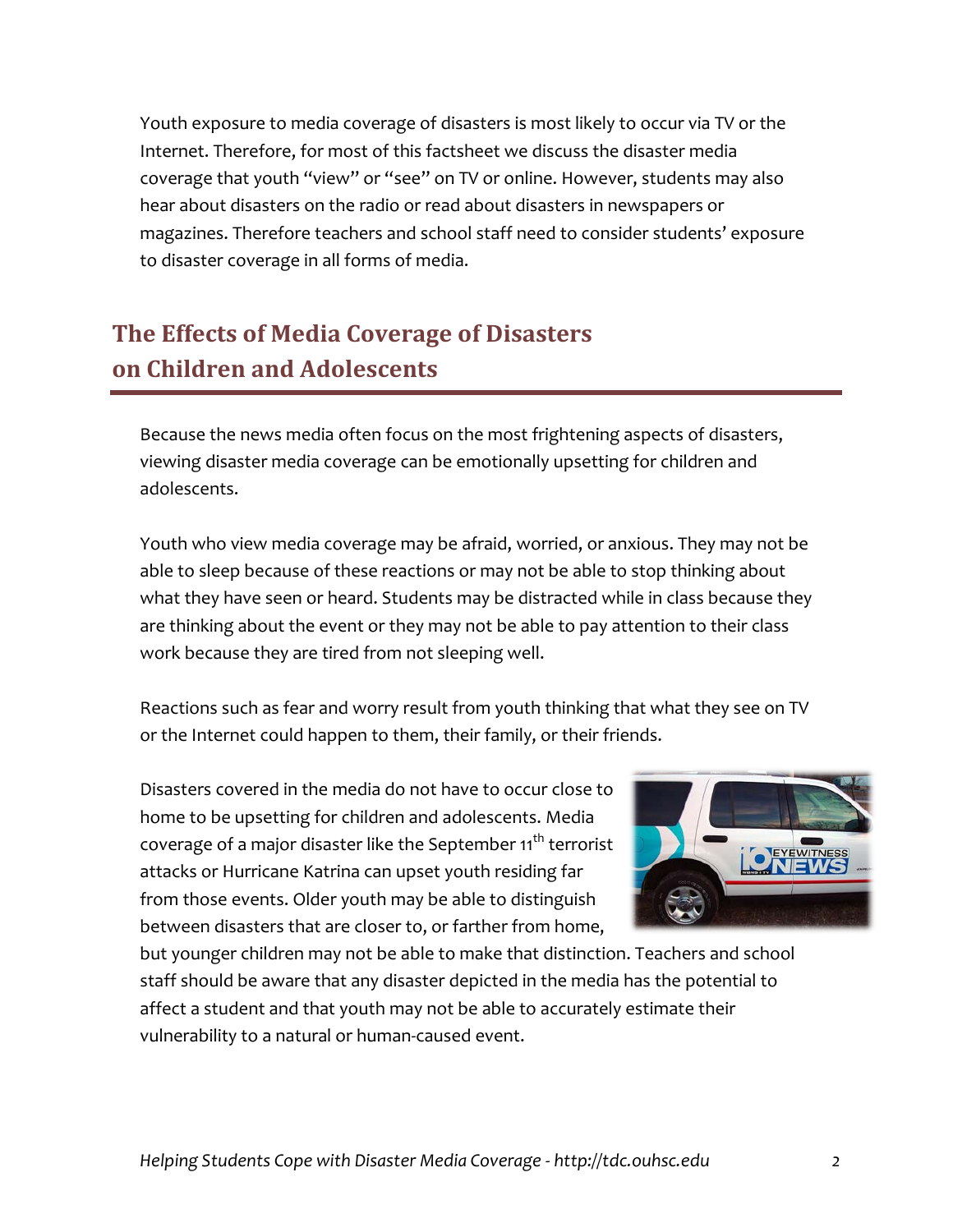Youth exposure to media coverage of disasters is most likely to occur via TV or the Internet. Therefore, for most of this factsheet we discuss the disaster media coverage that youth "view" or "see" on TV or online. However, students may also hear about disasters on the radio or read about disasters in newspapers or magazines. Therefore teachers and school staff need to consider students' exposure to disaster coverage in all forms of media.

## The Effects of Media Coverage of Disasters on Children and Adolescents

Because the news media often focus on the most frightening aspects of disasters, viewing disaster media coverage can be emotionally upsetting for children and adolescents.

Youth who view media coverage may be afraid, worried, or anxious. They may not be able to sleep because of these reactions or may not be able to stop thinking about what they have seen or heard. Students may be distracted while in class because they are thinking about the event or they may not be able to pay attention to their class work because they are tired from not sleeping well.

Reactions such as fear and worry result from youth thinking that what they see on TV or the Internet could happen to them, their family, or their friends.

Disasters covered in the media do not have to occur close to home to be upsetting for children and adolescents. Media coverage of a major disaster like the September 11th terrorist attacks or Hurricane Katrina can upset youth residing far from those events. Older youth may be able to distinguish between disasters that are closer to, or farther from home, but younger children may not be able to make that distinction. Teachers and school staff should be aware that any disaster depicted in the media has the potential to affect a student and that youth may not be able to accurately estimate their vulnerability to a natural or human-caused event.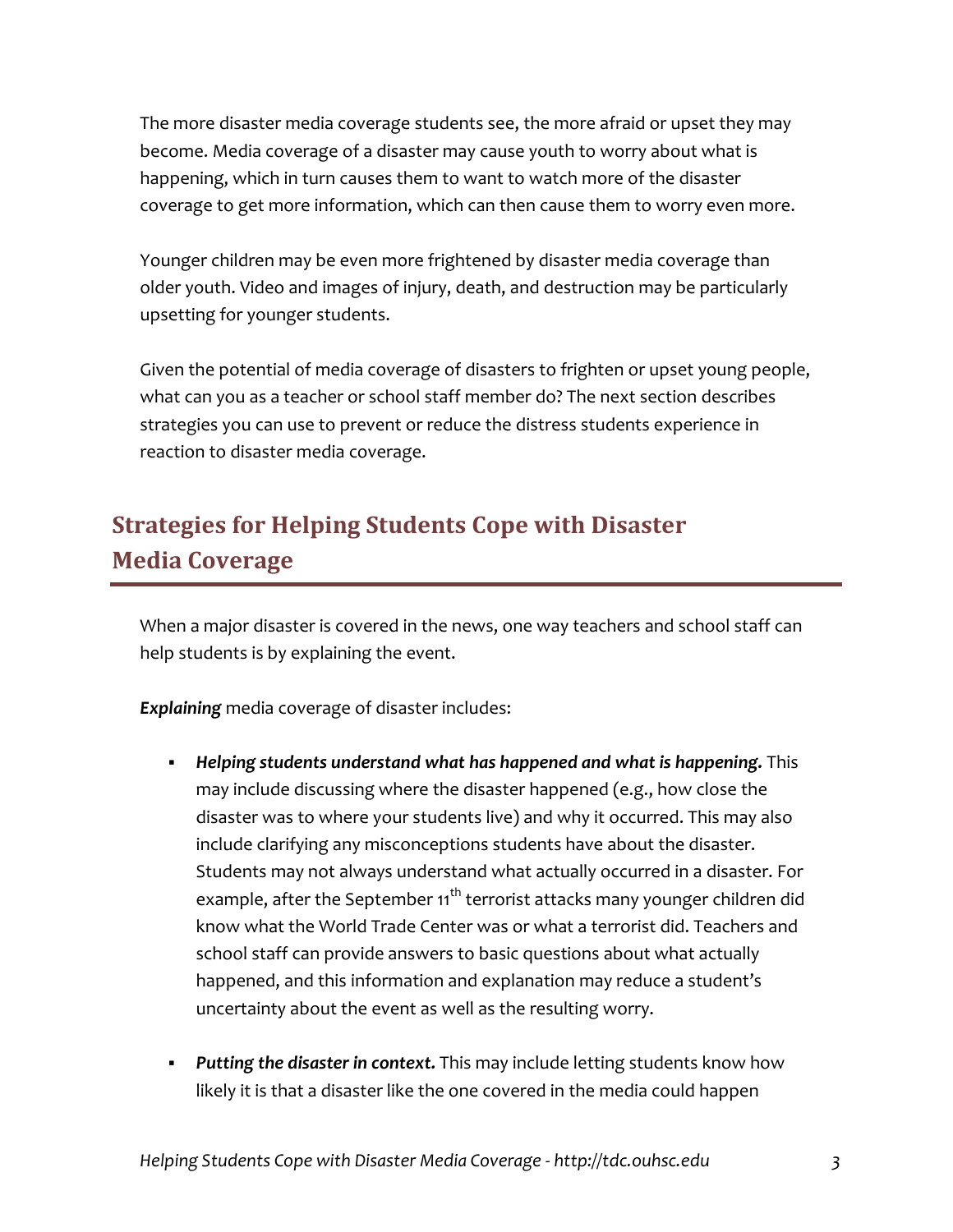The more disaster media coverage students see, the more afraid or upset they may become. Media coverage of a disaster may cause youth to worry about what is happening, which in turn causes them to want to watch more of the disaster coverage to get more information, which can then cause them to worry even more.

Younger children may be even more frightened by disaster media coverage than older youth. Video and images of injury, death, and destruction may be particularly upsetting for younger students.

Given the potential of media coverage of disasters to frighten or upset young people, what can you as a teacher or school staff member do? The next section describes strategies you can use to prevent or reduce the distress students experience in reaction to disaster media coverage.

## Strategies for Helping Students Cope with Disaster Media Coverage

When a major disaster is covered in the news, one way teachers and school staff can help students is by explaining the event.

***Explaining*** media coverage of disaster includes:

- ***Helping students understand what has happened and what is happening.*** This may include discussing where the disaster happened (e.g., how close the disaster was to where your students live) and why it occurred. This may also include clarifying any misconceptions students have about the disaster. Students may not always understand what actually occurred in a disaster. For example, after the September 11th terrorist attacks many younger children did know what the World Trade Center was or what a terrorist did. Teachers and school staff can provide answers to basic questions about what actually happened, and this information and explanation may reduce a student's uncertainty about the event as well as the resulting worry.

- ***Putting the disaster in context.*** This may include letting students know how likely it is that a disaster like the one covered in the media could happen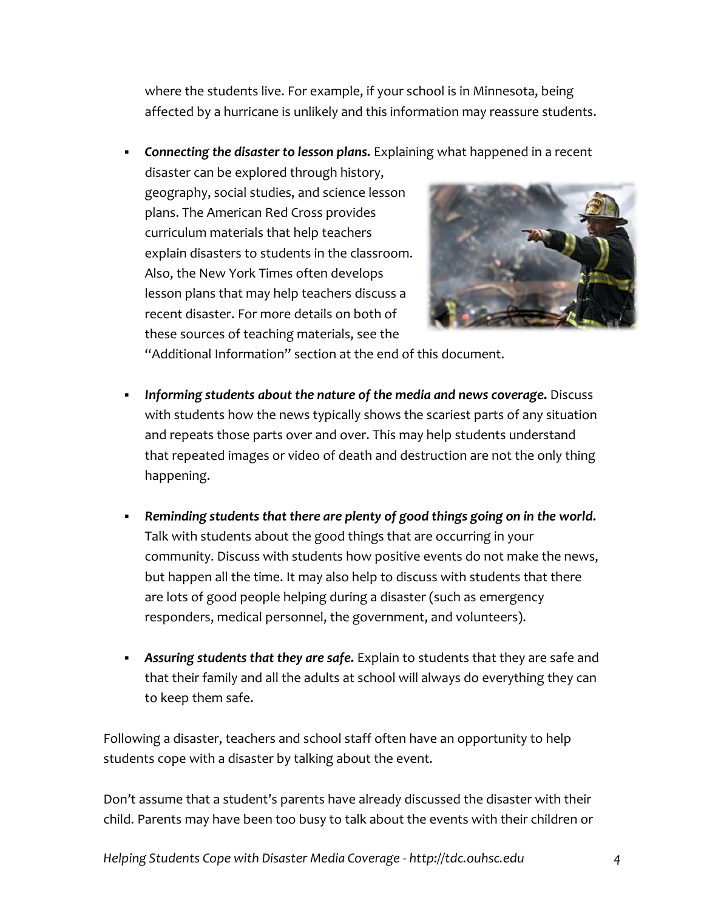where the students live. For example, if your school is in Minnesota, being affected by a hurricane is unlikely and this information may reassure students.

- ***Connecting the disaster to lesson plans.*** Explaining what happened in a recent disaster can be explored through history, geography, social studies, and science lesson plans. The American Red Cross provides curriculum materials that help teachers explain disasters to students in the classroom. Also, the New York Times often develops lesson plans that may help teachers discuss a recent disaster. For more details on both of these sources of teaching materials, see the "Additional Information" section at the end of this document.

- ***Informing students about the nature of the media and news coverage.*** Discuss with students how the news typically shows the scariest parts of any situation and repeats those parts over and over. This may help students understand that repeated images or video of death and destruction are not the only thing happening.

- ***Reminding students that there are plenty of good things going on in the world.*** Talk with students about the good things that are occurring in your community. Discuss with students how positive events do not make the news, but happen all the time. It may also help to discuss with students that there are lots of good people helping during a disaster (such as emergency responders, medical personnel, the government, and volunteers).

- ***Assuring students that they are safe.*** Explain to students that they are safe and that their family and all the adults at school will always do everything they can to keep them safe.

Following a disaster, teachers and school staff often have an opportunity to help students cope with a disaster by talking about the event.

Don't assume that a student's parents have already discussed the disaster with their child. Parents may have been too busy to talk about the events with their children or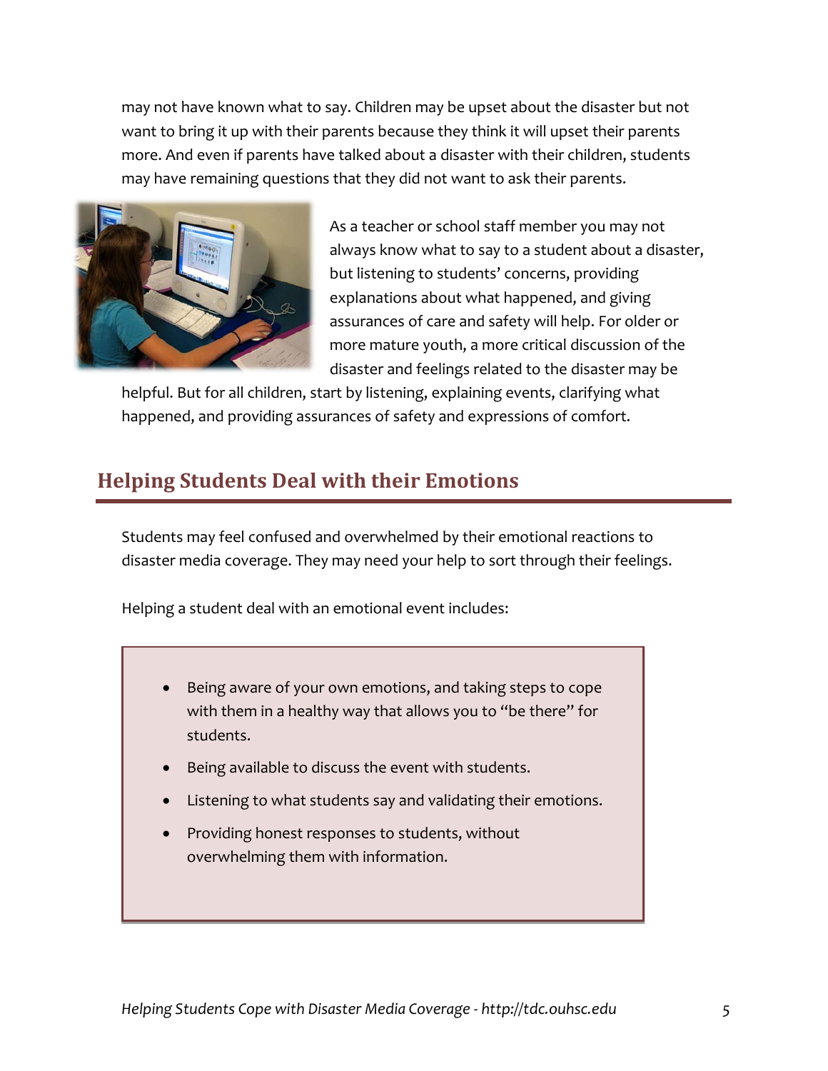may not have known what to say. Children may be upset about the disaster but not want to bring it up with their parents because they think it will upset their parents more. And even if parents have talked about a disaster with their children, students may have remaining questions that they did not want to ask their parents.

As a teacher or school staff member you may not always know what to say to a student about a disaster, but listening to students' concerns, providing explanations about what happened, and giving assurances of care and safety will help. For older or more mature youth, a more critical discussion of the disaster and feelings related to the disaster may be helpful. But for all children, start by listening, explaining events, clarifying what happened, and providing assurances of safety and expressions of comfort.

## Helping Students Deal with their Emotions

Students may feel confused and overwhelmed by their emotional reactions to disaster media coverage. They may need your help to sort through their feelings.

Helping a student deal with an emotional event includes:

- Being aware of your own emotions, and taking steps to cope with them in a healthy way that allows you to "be there" for students.
- Being available to discuss the event with students.
- Listening to what students say and validating their emotions.
- Providing honest responses to students, without overwhelming them with information.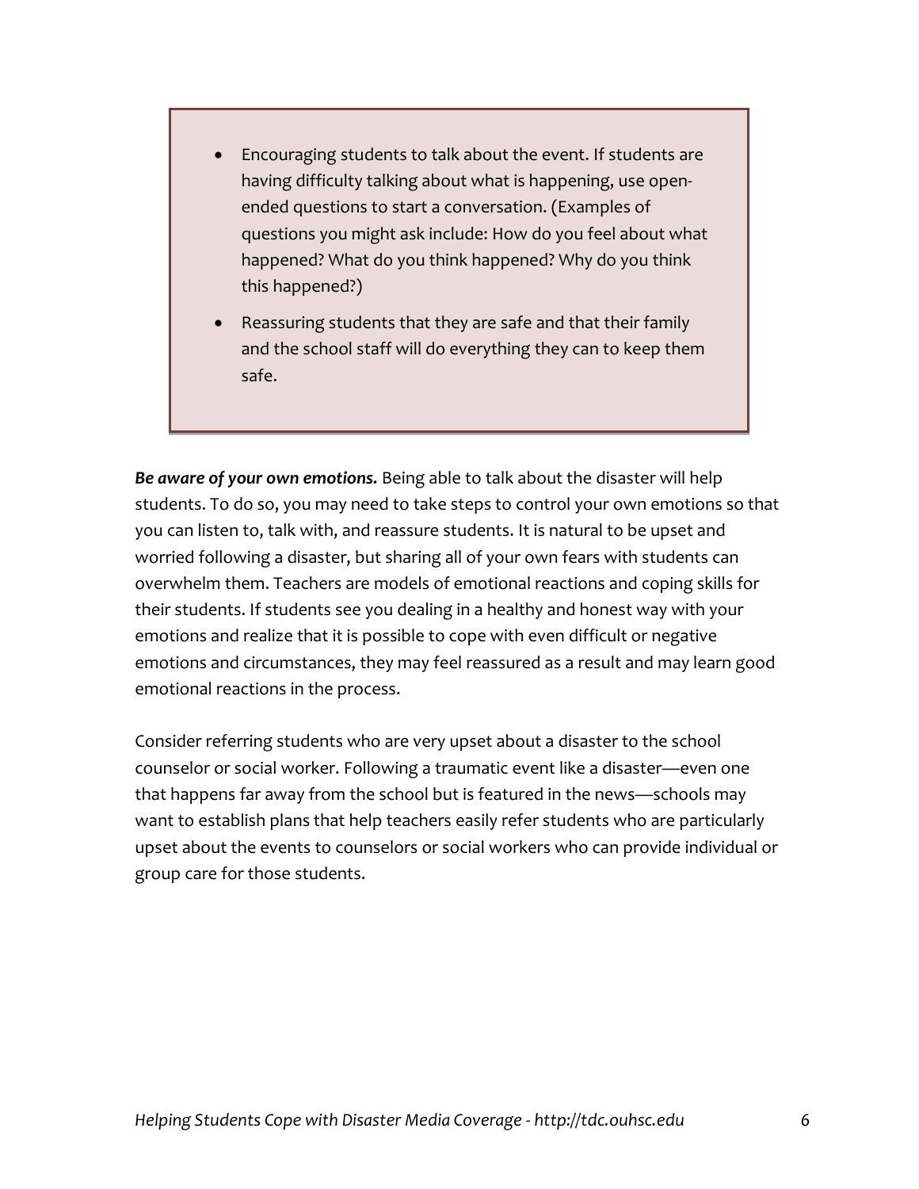- Encouraging students to talk about the event. If students are having difficulty talking about what is happening, use open-ended questions to start a conversation. (Examples of questions you might ask include: How do you feel about what happened? What do you think happened? Why do you think this happened?)
- Reassuring students that they are safe and that their family and the school staff will do everything they can to keep them safe.

***Be aware of your own emotions.*** Being able to talk about the disaster will help students. To do so, you may need to take steps to control your own emotions so that you can listen to, talk with, and reassure students. It is natural to be upset and worried following a disaster, but sharing all of your own fears with students can overwhelm them. Teachers are models of emotional reactions and coping skills for their students. If students see you dealing in a healthy and honest way with your emotions and realize that it is possible to cope with even difficult or negative emotions and circumstances, they may feel reassured as a result and may learn good emotional reactions in the process.

Consider referring students who are very upset about a disaster to the school counselor or social worker. Following a traumatic event like a disaster—even one that happens far away from the school but is featured in the news—schools may want to establish plans that help teachers easily refer students who are particularly upset about the events to counselors or social workers who can provide individual or group care for those students.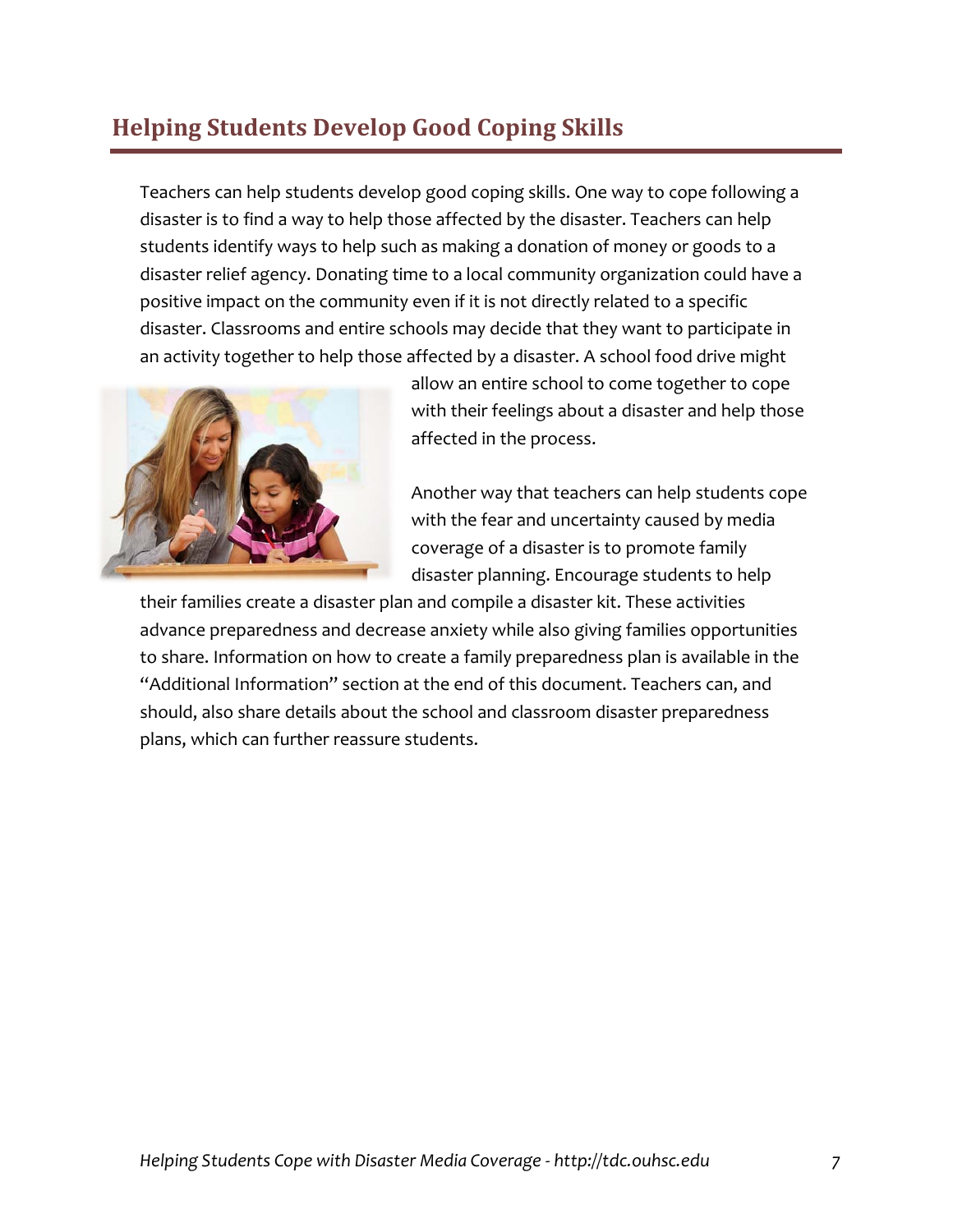## Helping Students Develop Good Coping Skills

Teachers can help students develop good coping skills. One way to cope following a disaster is to find a way to help those affected by the disaster. Teachers can help students identify ways to help such as making a donation of money or goods to a disaster relief agency. Donating time to a local community organization could have a positive impact on the community even if it is not directly related to a specific disaster. Classrooms and entire schools may decide that they want to participate in an activity together to help those affected by a disaster. A school food drive might allow an entire school to come together to cope with their feelings about a disaster and help those affected in the process.

Another way that teachers can help students cope with the fear and uncertainty caused by media coverage of a disaster is to promote family disaster planning. Encourage students to help their families create a disaster plan and compile a disaster kit. These activities advance preparedness and decrease anxiety while also giving families opportunities to share. Information on how to create a family preparedness plan is available in the "Additional Information" section at the end of this document. Teachers can, and should, also share details about the school and classroom disaster preparedness plans, which can further reassure students.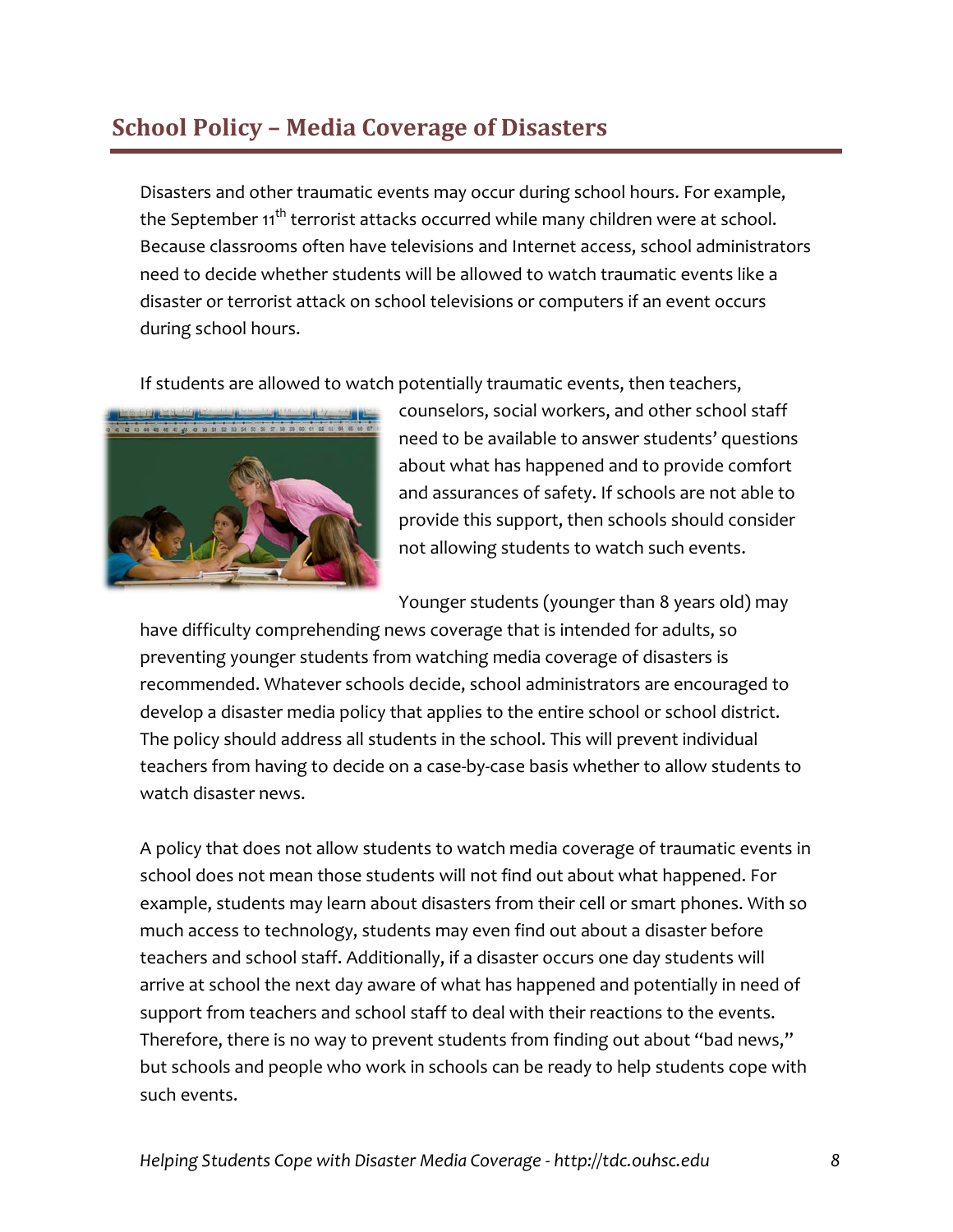## School Policy – Media Coverage of Disasters

Disasters and other traumatic events may occur during school hours. For example, the September 11th terrorist attacks occurred while many children were at school. Because classrooms often have televisions and Internet access, school administrators need to decide whether students will be allowed to watch traumatic events like a disaster or terrorist attack on school televisions or computers if an event occurs during school hours.

If students are allowed to watch potentially traumatic events, then teachers, counselors, social workers, and other school staff need to be available to answer students' questions about what has happened and to provide comfort and assurances of safety. If schools are not able to provide this support, then schools should consider not allowing students to watch such events.

Younger students (younger than 8 years old) may have difficulty comprehending news coverage that is intended for adults, so preventing younger students from watching media coverage of disasters is recommended. Whatever schools decide, school administrators are encouraged to develop a disaster media policy that applies to the entire school or school district. The policy should address all students in the school. This will prevent individual teachers from having to decide on a case-by-case basis whether to allow students to watch disaster news.

A policy that does not allow students to watch media coverage of traumatic events in school does not mean those students will not find out about what happened. For example, students may learn about disasters from their cell or smart phones. With so much access to technology, students may even find out about a disaster before teachers and school staff. Additionally, if a disaster occurs one day students will arrive at school the next day aware of what has happened and potentially in need of support from teachers and school staff to deal with their reactions to the events. Therefore, there is no way to prevent students from finding out about "bad news," but schools and people who work in schools can be ready to help students cope with such events.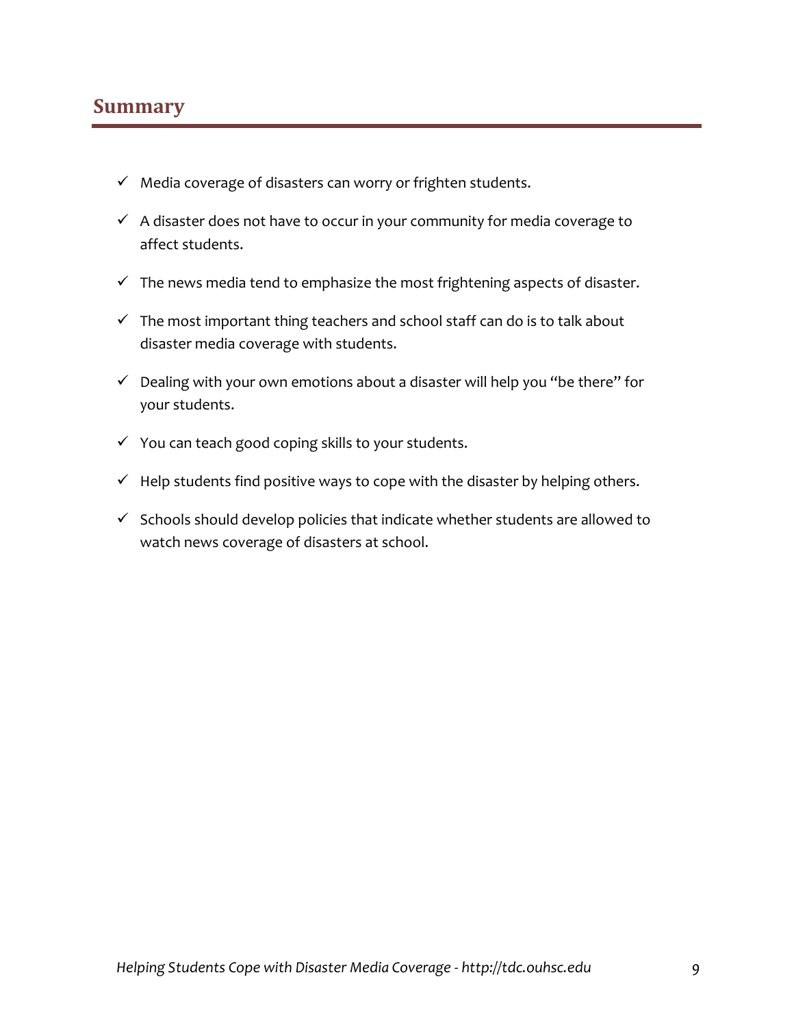## Summary

- ✓ Media coverage of disasters can worry or frighten students.
- ✓ A disaster does not have to occur in your community for media coverage to affect students.
- ✓ The news media tend to emphasize the most frightening aspects of disaster.
- ✓ The most important thing teachers and school staff can do is to talk about disaster media coverage with students.
- ✓ Dealing with your own emotions about a disaster will help you "be there" for your students.
- ✓ You can teach good coping skills to your students.
- ✓ Help students find positive ways to cope with the disaster by helping others.
- ✓ Schools should develop policies that indicate whether students are allowed to watch news coverage of disasters at school.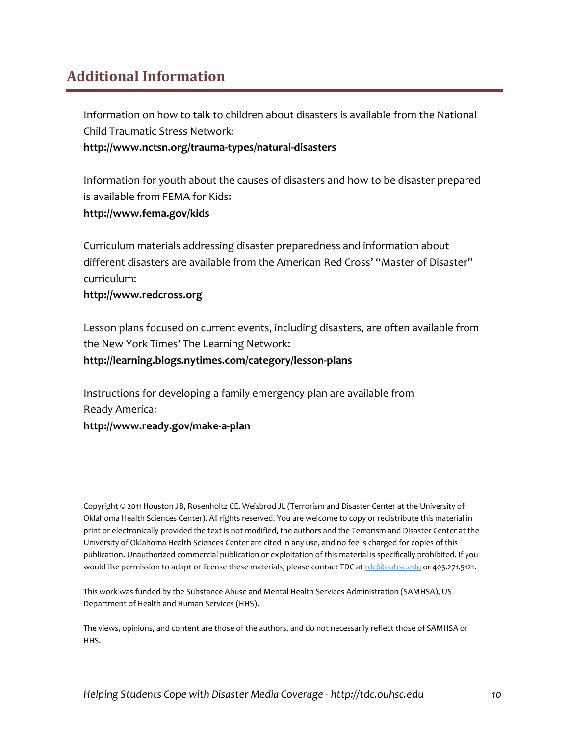## Additional Information

Information on how to talk to children about disasters is available from the National Child Traumatic Stress Network:
**http://www.nctsn.org/trauma-types/natural-disasters**

Information for youth about the causes of disasters and how to be disaster prepared is available from FEMA for Kids:
**http://www.fema.gov/kids**

Curriculum materials addressing disaster preparedness and information about different disasters are available from the American Red Cross' "Master of Disaster" curriculum:
**http://www.redcross.org**

Lesson plans focused on current events, including disasters, are often available from the New York Times' The Learning Network:
**http://learning.blogs.nytimes.com/category/lesson-plans**

Instructions for developing a family emergency plan are available from Ready America:
**http://www.ready.gov/make-a-plan**

Copyright © 2011 Houston JB, Rosenholtz CE, Weisbrod JL (Terrorism and Disaster Center at the University of Oklahoma Health Sciences Center). All rights reserved. You are welcome to copy or redistribute this material in print or electronically provided the text is not modified, the authors and the Terrorism and Disaster Center at the University of Oklahoma Health Sciences Center are cited in any use, and no fee is charged for copies of this publication. Unauthorized commercial publication or exploitation of this material is specifically prohibited. If you would like permission to adapt or license these materials, please contact TDC at tdc@ouhsc.edu or 405.271.5121.

This work was funded by the Substance Abuse and Mental Health Services Administration (SAMHSA), US Department of Health and Human Services (HHS).

The views, opinions, and content are those of the authors, and do not necessarily reflect those of SAMHSA or HHS.